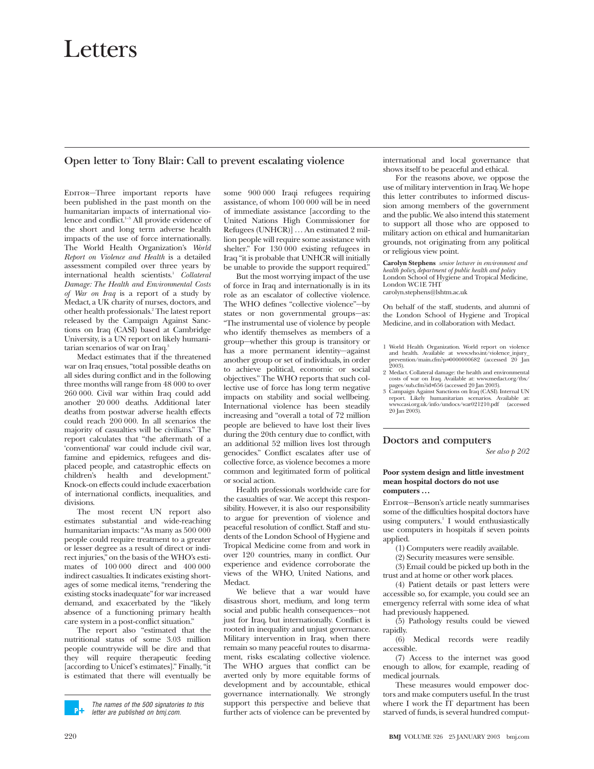# Letters

## Open letter to Tony Blair: Call to prevent escalating violence

Editor—Three important reports have been published in the past month on the humanitarian impacts of international violence and conflict.[1-3] All provide evidence of the short and long term adverse health impacts of the use of force internationally. The World Health Organization's *World Report on Violence and Health* is a detailed assessment compiled over three years by international health scientists.[1] *Collateral Damage: The Health and Environmental Costs of War on Iraq* is a report of a study by Medact, a UK charity of nurses, doctors, and other health professionals.[2] The latest report released by the Campaign Against Sanctions on Iraq (CASI) based at Cambridge University, is a UN report on likely humanitarian scenarios of war on Iraq.[3]

Medact estimates that if the threatened war on Iraq ensues, "total possible deaths on all sides during conflict and in the following three months will range from 48 000 to over 260 000. Civil war within Iraq could add another 20 000 deaths. Additional later deaths from postwar adverse health effects could reach 200 000. In all scenarios the majority of casualties will be civilians." The report calculates that "the aftermath of a 'conventional' war could include civil war, famine and epidemics, refugees and displaced people, and catastrophic effects on children's health and development." Knock-on effects could include exacerbation of international conflicts, inequalities, and divisions.

The most recent UN report also estimates substantial and wide-reaching humanitarian impacts: "As many as 500 000 people could require treatment to a greater or lesser degree as a result of direct or indirect injuries," on the basis of the WHO's estimates of 100 000 direct and 400 000 indirect casualties. It indicates existing shortages of some medical items, "rendering the existing stocks inadequate" for war increased demand, and exacerbated by the "likely absence of a functioning primary health care system in a post-conflict situation."

The report also "estimated that the nutritional status of some 3.03 million people countrywide will be dire and that they will require therapeutic feeding [according to Unicef's estimates]." Finally, "it is estimated that there will eventually be some 900 000 Iraqi refugees requiring assistance, of whom 100 000 will be in need of immediate assistance [according to the United Nations High Commissioner for Refugees (UNHCR)] … An estimated 2 million people will require some assistance with shelter." For 130 000 existing refugees in Iraq "it is probable that UNHCR will initially be unable to provide the support required."

But the most worrying impact of the use of force in Iraq and internationally is in its role as an escalator of collective violence. The WHO defines "collective violence"—by states or non governmental groups—as: "The instrumental use of violence by people who identify themselves as members of a group—whether this group is transitory or has a more permanent identity—against another group or set of individuals, in order to achieve political, economic or social objectives." The WHO reports that such collective use of force has long term negative impacts on stability and social wellbeing. International violence has been steadily increasing and "overall a total of 72 million people are believed to have lost their lives during the 20th century due to conflict, with an additional 52 million lives lost through genocides." Conflict escalates after use of collective force, as violence becomes a more common and legitimated form of political or social action.

Health professionals worldwide care for the casualties of war. We accept this responsibility. However, it is also our responsibility to argue for prevention of violence and peaceful resolution of conflict. Staff and students of the London School of Hygiene and Tropical Medicine come from and work in over 120 countries, many in conflict. Our experience and evidence corroborate the views of the WHO, United Nations, and Medact.

We believe that a war would have disastrous short, medium, and long term social and public health consequences—not just for Iraq, but internationally. Conflict is rooted in inequality and unjust governance. Military intervention in Iraq, when there remain so many peaceful routes to disarmament, risks escalating collective violence. The WHO argues that conflict can be averted only by more equitable forms of development and by accountable, ethical governance internationally. We strongly support this perspective and believe that further acts of violence can be prevented by international and local governance that shows itself to be peaceful and ethical.

For the reasons above, we oppose the use of military intervention in Iraq. We hope this letter contributes to informed discussion among members of the government and the public. We also intend this statement to support all those who are opposed to military action on ethical and humanitarian grounds, not originating from any political or religious view point.

*The names of the 500 signatories to this letter are published on bmj.com.*

**Carolyn Stephens** *senior lecturer in environment and health policy, department of public health and policy*
London School of Hygiene and Tropical Medicine, London WC1E 7HT
carolyn.stephens@lshtm.ac.uk

On behalf of the staff, students, and alumni of the London School of Hygiene and Tropical Medicine, and in collaboration with Medact.

1 World Health Organization. World report on violence and health. Available at www.who.int/violence_injury_prevention/main.cfm?p=0000000682 (accessed 20 Jan 2003).
2 Medact. Collateral damage: the health and environmental costs of war on Iraq. Available at: www.medact.org/tbx/pages/sub.cfm?id=556 (accessed 20 Jan 2003).
3 Campaign Against Sanctions on Iraq (CASI). Internal UN report. Likely humanitarian scenarios. Available at: www.casi.org.uk/info/undocs/war021210.pdf (accessed 20 Jan 2003).

## Doctors and computers

*See also p 202*

### Poor system design and little investment mean hospital doctors do not use computers …

Editor—Benson's article neatly summarises some of the difficulties hospital doctors have using computers.[1] I would enthusiastically use computers in hospitals if seven points applied.

(1) Computers were readily available.

(2) Security measures were sensible.

(3) Email could be picked up both in the trust and at home or other work places.

(4) Patient details or past letters were accessible so, for example, you could see an emergency referral with some idea of what had previously happened.

(5) Pathology results could be viewed rapidly.

(6) Medical records were readily accessible.

(7) Access to the internet was good enough to allow, for example, reading of medical journals.

These measures would empower doctors and make computers useful. In the trust where I work the IT department has been starved of funds, is several hundred comput-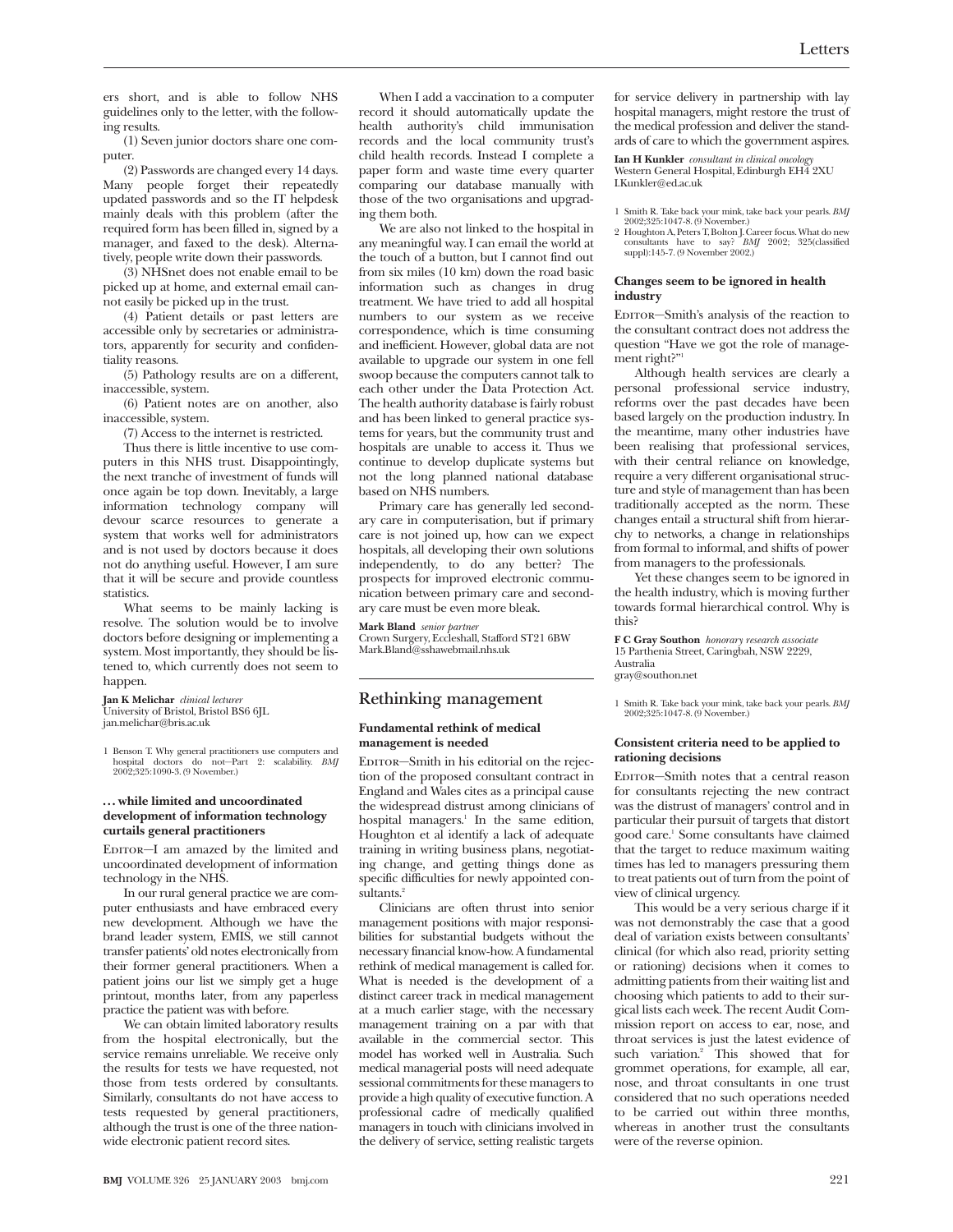ers short, and is able to follow NHS guidelines only to the letter, with the following results.

(1) Seven junior doctors share one computer.

(2) Passwords are changed every 14 days. Many people forget their repeatedly updated passwords and so the IT helpdesk mainly deals with this problem (after the required form has been filled in, signed by a manager, and faxed to the desk). Alternatively, people write down their passwords.

(3) NHSnet does not enable email to be picked up at home, and external email cannot easily be picked up in the trust.

(4) Patient details or past letters are accessible only by secretaries or administrators, apparently for security and confidentiality reasons.

(5) Pathology results are on a different, inaccessible, system.

(6) Patient notes are on another, also inaccessible, system.

(7) Access to the internet is restricted.

Thus there is little incentive to use computers in this NHS trust. Disappointingly, the next tranche of investment of funds will once again be top down. Inevitably, a large information technology company will devour scarce resources to generate a system that works well for administrators and is not used by doctors because it does not do anything useful. However, I am sure that it will be secure and provide countless statistics.

What seems to be mainly lacking is resolve. The solution would be to involve doctors before designing or implementing a system. Most importantly, they should be listened to, which currently does not seem to happen.

**Jan K Melichar** *clinical lecturer*
University of Bristol, Bristol BS6 6JL
jan.melichar@bris.ac.uk

1 Benson T. Why general practitioners use computers and hospital doctors do not—Part 2: scalability. *BMJ* 2002;325:1090-3. (9 November.)

### ... while limited and uncoordinated development of information technology curtails general practitioners

Editor—I am amazed by the limited and uncoordinated development of information technology in the NHS.

In our rural general practice we are computer enthusiasts and have embraced every new development. Although we have the brand leader system, EMIS, we still cannot transfer patients' old notes electronically from their former general practitioners. When a patient joins our list we simply get a huge printout, months later, from any paperless practice the patient was with before.

We can obtain limited laboratory results from the hospital electronically, but the service remains unreliable. We receive only the results for tests we have requested, not those from tests ordered by consultants. Similarly, consultants do not have access to tests requested by general practitioners, although the trust is one of the three nationwide electronic patient record sites.

When I add a vaccination to a computer record it should automatically update the health authority's child immunisation records and the local community trust's child health records. Instead I complete a paper form and waste time every quarter comparing our database manually with those of the two organisations and upgrading them both.

We are also not linked to the hospital in any meaningful way. I can email the world at the touch of a button, but I cannot find out from six miles (10 km) down the road basic information such as changes in drug treatment. We have tried to add all hospital numbers to our system as we receive correspondence, which is time consuming and inefficient. However, global data are not available to upgrade our system in one fell swoop because the computers cannot talk to each other under the Data Protection Act. The health authority database is fairly robust and has been linked to general practice systems for years, but the community trust and hospitals are unable to access it. Thus we continue to develop duplicate systems but not the long planned national database based on NHS numbers.

Primary care has generally led secondary care in computerisation, but if primary care is not joined up, how can we expect hospitals, all developing their own solutions independently, to do any better? The prospects for improved electronic communication between primary care and secondary care must be even more bleak.

**Mark Bland** *senior partner*
Crown Surgery, Eccleshall, Stafford ST21 6BW
Mark.Bland@sshawebmail.nhs.uk

## Rethinking management

### Fundamental rethink of medical management is needed

Editor—Smith in his editorial on the rejection of the proposed consultant contract in England and Wales cites as a principal cause the widespread distrust among clinicians of hospital managers.[1] In the same edition, Houghton et al identify a lack of adequate training in writing business plans, negotiating change, and getting things done as specific difficulties for newly appointed consultants.[2]

Clinicians are often thrust into senior management positions with major responsibilities for substantial budgets without the necessary financial know-how. A fundamental rethink of medical management is called for. What is needed is the development of a distinct career track in medical management at a much earlier stage, with the necessary management training on a par with that available in the commercial sector. This model has worked well in Australia. Such medical managerial posts will need adequate sessional commitments for these managers to provide a high quality of executive function. A professional cadre of medically qualified managers in touch with clinicians involved in the delivery of service, setting realistic targets for service delivery in partnership with lay hospital managers, might restore the trust of the medical profession and deliver the standards of care to which the government aspires.

**Ian H Kunkler** *consultant in clinical oncology*
Western General Hospital, Edinburgh EH4 2XU
I.Kunkler@ed.ac.uk

1 Smith R. Take back your mink, take back your pearls. *BMJ* 2002;325:1047-8. (9 November.)
2 Houghton A, Peters T, Bolton J. Career focus. What do new consultants have to say? *BMJ* 2002; 325(classified suppl):145-7. (9 November 2002.)

### Changes seem to be ignored in health industry

Editor—Smith's analysis of the reaction to the consultant contract does not address the question "Have we got the role of management right?"[1]

Although health services are clearly a personal professional service industry, reforms over the past decades have been based largely on the production industry. In the meantime, many other industries have been realising that professional services, with their central reliance on knowledge, require a very different organisational structure and style of management than has been traditionally accepted as the norm. These changes entail a structural shift from hierarchy to networks, a change in relationships from formal to informal, and shifts of power from managers to the professionals.

Yet these changes seem to be ignored in the health industry, which is moving further towards formal hierarchical control. Why is this?

**F C Gray Southon** *honorary research associate*
15 Parthenia Street, Caringbah, NSW 2229, Australia
gray@southon.net

1 Smith R. Take back your mink, take back your pearls. *BMJ* 2002;325:1047-8. (9 November.)

### Consistent criteria need to be applied to rationing decisions

Editor—Smith notes that a central reason for consultants rejecting the new contract was the distrust of managers' control and in particular their pursuit of targets that distort good care.[1] Some consultants have claimed that the target to reduce maximum waiting times has led to managers pressuring them to treat patients out of turn from the point of view of clinical urgency.

This would be a very serious charge if it was not demonstrably the case that a good deal of variation exists between consultants' clinical (for which also read, priority setting or rationing) decisions when it comes to admitting patients from their waiting list and choosing which patients to add to their surgical lists each week. The recent Audit Commission report on access to ear, nose, and throat services is just the latest evidence of such variation.[2] This showed that for grommet operations, for example, all ear, nose, and throat consultants in one trust considered that no such operations needed to be carried out within three months, whereas in another trust the consultants were of the reverse opinion.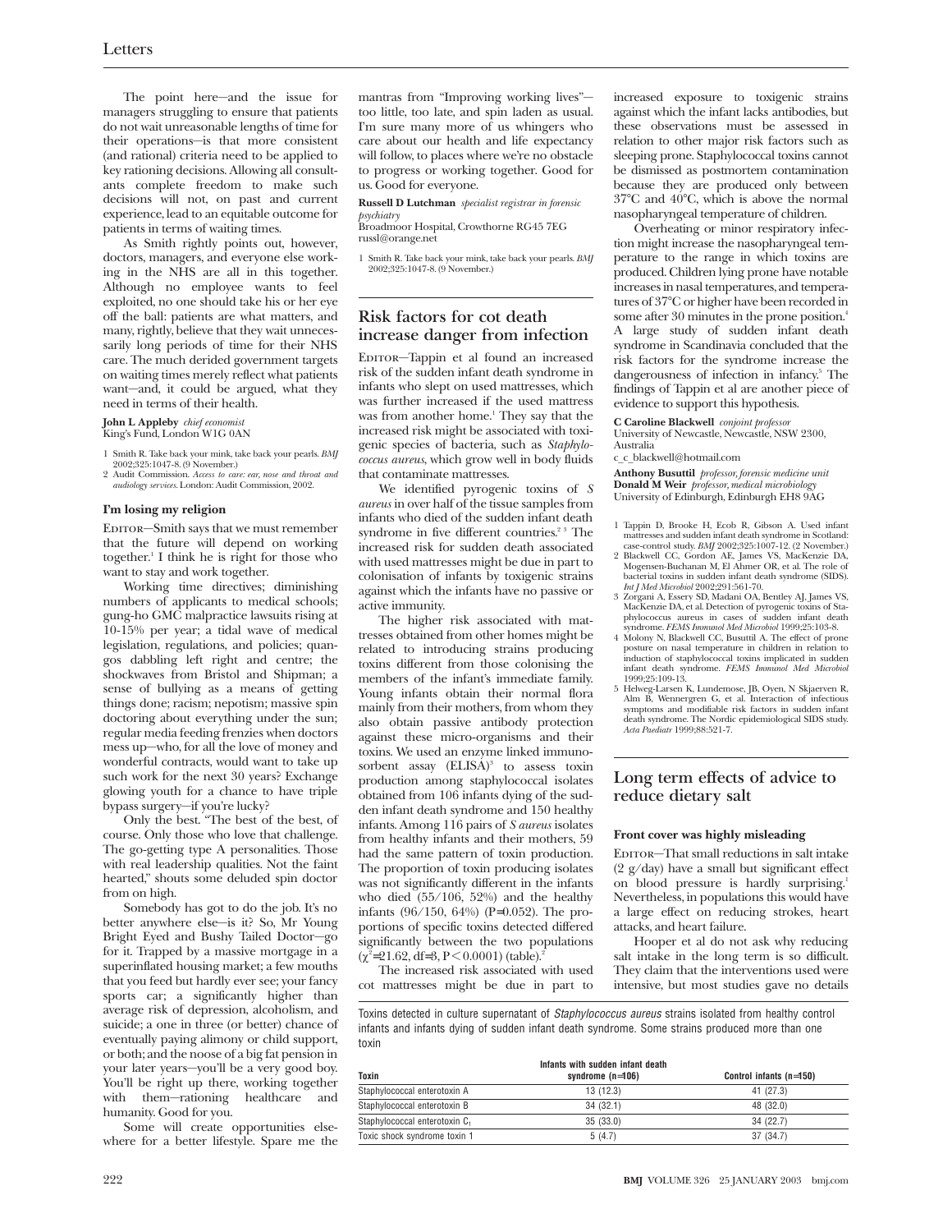The point here—and the issue for managers struggling to ensure that patients do not wait unreasonable lengths of time for their operations—is that more consistent (and rational) criteria need to be applied to key rationing decisions. Allowing all consultants complete freedom to make such decisions will not, on past and current experience, lead to an equitable outcome for patients in terms of waiting times.

As Smith rightly points out, however, doctors, managers, and everyone else working in the NHS are all in this together. Although no employee wants to feel exploited, no one should take his or her eye off the ball: patients are what matters, and many, rightly, believe that they wait unnecessarily long periods of time for their NHS care. The much derided government targets on waiting times merely reflect what patients want—and, it could be argued, what they need in terms of their health.

**John L Appleby** *chief economist*
King's Fund, London W1G 0AN

1 Smith R. Take back your mink, take back your pearls. *BMJ* 2002;325:1047-8. (9 November.)
2 Audit Commission. *Access to care: ear, nose and throat and audiology services.* London: Audit Commission, 2002.

#### I'm losing my religion

Editor—Smith says that we must remember that the future will depend on working together.[1] I think he is right for those who want to stay and work together.

Working time directives; diminishing numbers of applicants to medical schools; gung-ho GMC malpractice lawsuits rising at 10-15% per year; a tidal wave of medical legislation, regulations, and policies; quangos dabbling left right and centre; the shockwaves from Bristol and Shipman; a sense of bullying as a means of getting things done; racism; nepotism; massive spin doctoring about everything under the sun; regular media feeding frenzies when doctors mess up—who, for all the love of money and wonderful contracts, would want to take up such work for the next 30 years? Exchange glowing youth for a chance to have triple bypass surgery—if you're lucky?

Only the best. "The best of the best, of course. Only those who love that challenge. The go-getting type A personalities. Those with real leadership qualities. Not the faint hearted," shouts some deluded spin doctor from on high.

Somebody has got to do the job. It's no better anywhere else—is it? So, Mr Young Bright Eyed and Bushy Tailed Doctor—go for it. Trapped by a massive mortgage in a superinflated housing market; a few mouths that you feed but hardly ever see; your fancy sports car; a significantly higher than average risk of depression, alcoholism, and suicide; a one in three (or better) chance of eventually paying alimony or child support, or both; and the noose of a big fat pension in your later years—you'll be a very good boy. You'll be right up there, working together with them—rationing healthcare and humanity. Good for you.

Some will create opportunities elsewhere for a better lifestyle. Spare me the mantras from "Improving working lives"—too little, too late, and spin laden as usual. I'm sure many more of us whingers who care about our health and life expectancy will follow, to places where we're no obstacle to progress or working together. Good for us. Good for everyone.

**Russell D Lutchman** *specialist registrar in forensic psychiatry*
Broadmoor Hospital, Crowthorne RG45 7EG
russl@orange.net

1 Smith R. Take back your mink, take back your pearls. *BMJ* 2002;325:1047-8. (9 November.)

## Risk factors for cot death increase danger from infection

Editor—Tappin et al found an increased risk of the sudden infant death syndrome in infants who slept on used mattresses, which was further increased if the used mattress was from another home.[1] They say that the increased risk might be associated with toxigenic species of bacteria, such as *Staphylococcus aureus*, which grow well in body fluids that contaminate mattresses.

We identified pyrogenic toxins of *S aureus* in over half of the tissue samples from infants who died of the sudden infant death syndrome in five different countries.[2,3] The increased risk for sudden death associated with used mattresses might be due in part to colonisation of infants by toxigenic strains against which the infants have no passive or active immunity.

The higher risk associated with mattresses obtained from other homes might be related to introducing strains producing toxins different from those colonising the members of the infant's immediate family. Young infants obtain their normal flora mainly from their mothers, from whom they also obtain passive antibody protection against these micro-organisms and their toxins. We used an enzyme linked immunosorbent assay (ELISA)[3] to assess toxin production among staphylococcal isolates obtained from 106 infants dying of the sudden infant death syndrome and 150 healthy infants. Among 116 pairs of *S aureus* isolates from healthy infants and their mothers, 59 had the same pattern of toxin production. The proportion of toxin producing isolates was not significantly different in the infants who died (55/106, 52%) and the healthy infants (96/150, 64%) ($P=0.052$). The proportions of specific toxins detected differed significantly between the two populations ($\chi^2=21.62$, df=3, $P<0.0001$) (table).[2]

The increased risk associated with used cot mattresses might be due in part to increased exposure to toxigenic strains against which the infant lacks antibodies, but these observations must be assessed in relation to other major risk factors such as sleeping prone. Staphylococcal toxins cannot be dismissed as postmortem contamination because they are produced only between 37°C and 40°C, which is above the normal nasopharyngeal temperature of children.

Overheating or minor respiratory infection might increase the nasopharyngeal temperature to the range in which toxins are produced. Children lying prone have notable increases in nasal temperatures, and temperatures of 37°C or higher have been recorded in some after 30 minutes in the prone position.[4] A large study of sudden infant death syndrome in Scandinavia concluded that the risk factors for the syndrome increase the dangerousness of infection in infancy.[5] The findings of Tappin et al are another piece of evidence to support this hypothesis.

**C Caroline Blackwell** *conjoint professor*
University of Newcastle, Newcastle, NSW 2300, Australia
c_c_blackwell@hotmail.com

**Anthony Busuttil** *professor, forensic medicine unit*
**Donald M Weir** *professor, medical microbiology*
University of Edinburgh, Edinburgh EH8 9AG

1 Tappin D, Brooke H, Ecob R, Gibson A. Used infant mattresses and sudden infant death syndrome in Scotland: case-control study. *BMJ* 2002;325:1007-12. (2 November.)
2 Blackwell CC, Gordon AE, James VS, MacKenzie DA, Mogensen-Buchanan M, El Ahmer OR, et al. The role of bacterial toxins in sudden infant death syndrome (SIDS). *Int J Med Microbiol* 2002;291:561-70.
3 Zorgani A, Essery SD, Madani OA, Bentley AJ, James VS, MacKenzie DA, et al. Detection of pyrogenic toxins of Staphylococcus aureus in cases of sudden infant death syndrome. *FEMS Immunol Med Microbiol* 1999;25:103-8.
4 Molony N, Blackwell CC, Busuttil A. The effect of prone posture on nasal temperature in children in relation to induction of staphylococcal toxins implicated in sudden infant death syndrome. *FEMS Immunol Med Microbiol* 1999;25:109-13.
5 Helweg-Larsen K, Lundemose, JB, Oyen, N Skjaerven R, Alm B, Wennergren G, et al. Interaction of infectious symptoms and modifiable risk factors in sudden infant death syndrome. The Nordic epidemiological SIDS study. *Acta Paediatr* 1999;88:521-7.

Toxins detected in culture supernatant of *Staphylococcus aureus* strains isolated from healthy control infants and infants dying of sudden infant death syndrome. Some strains produced more than one toxin

| Toxin | Infants with sudden infant death syndrome (n=106) | Control infants (n=150) |
|---|---|---|
| Staphylococcal enterotoxin A | 13 (12.3) | 41 (27.3) |
| Staphylococcal enterotoxin B | 34 (32.1) | 48 (32.0) |
| Staphylococcal enterotoxin $C_1$ | 35 (33.0) | 34 (22.7) |
| Toxic shock syndrome toxin 1 | 5 (4.7) | 37 (34.7) |

## Long term effects of advice to reduce dietary salt

#### Front cover was highly misleading

Editor—That small reductions in salt intake (2 g/day) have a small but significant effect on blood pressure is hardly surprising.[1] Nevertheless, in populations this would have a large effect on reducing strokes, heart attacks, and heart failure.

Hooper et al do not ask why reducing salt intake in the long term is so difficult. They claim that the interventions used were intensive, but most studies gave no details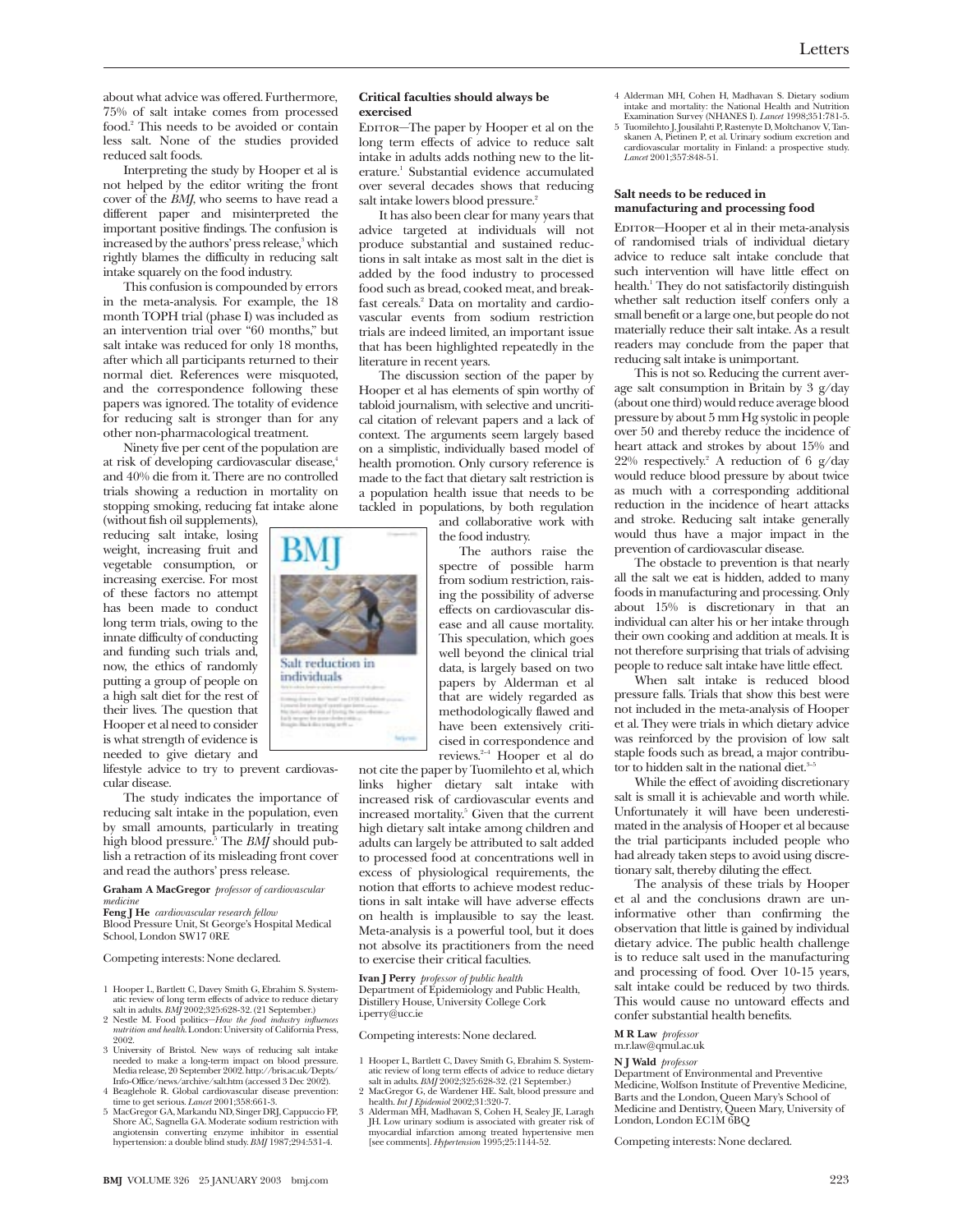about what advice was offered. Furthermore, 75% of salt intake comes from processed food.[2] This needs to be avoided or contain less salt. None of the studies provided reduced salt foods.

Interpreting the study by Hooper et al is not helped by the editor writing the front cover of the *BMJ*, who seems to have read a different paper and misinterpreted the important positive findings. The confusion is increased by the authors' press release,[3] which rightly blames the difficulty in reducing salt intake squarely on the food industry.

This confusion is compounded by errors in the meta-analysis. For example, the 18 month TOPH trial (phase I) was included as an intervention trial over "60 months," but salt intake was reduced for only 18 months, after which all participants returned to their normal diet. References were misquoted, and the correspondence following these papers was ignored. The totality of evidence for reducing salt is stronger than for any other non-pharmacological treatment.

Ninety five per cent of the population are at risk of developing cardiovascular disease,[4] and 40% die from it. There are no controlled trials showing a reduction in mortality on stopping smoking, reducing fat intake alone (without fish oil supplements), reducing salt intake, losing weight, increasing fruit and vegetable consumption, or increasing exercise. For most of these factors no attempt has been made to conduct long term trials, owing to the innate difficulty of conducting and funding such trials and, now, the ethics of randomly putting a group of people on a high salt diet for the rest of their lives. The question that Hooper et al need to consider is what strength of evidence is needed to give dietary and lifestyle advice to try to prevent cardiovascular disease.

The study indicates the importance of reducing salt intake in the population, even by small amounts, particularly in treating high blood pressure.[5] The *BMJ* should publish a retraction of its misleading front cover and read the authors' press release.

**Graham A MacGregor** *professor of cardiovascular medicine*
**Feng J He** *cardiovascular research fellow*
Blood Pressure Unit, St George's Hospital Medical School, London SW17 0RE

Competing interests: None declared.

1. Hooper L, Bartlett C, Davey Smith G, Ebrahim S. Systematic review of long term effects of advice to reduce dietary salt in adults. *BMJ* 2002;325:628-32. (21 September.)
2. Nestle M. Food politics—*How the food industry influences nutrition and health*. London: University of California Press, 2002.
3. University of Bristol. New ways of reducing salt intake needed to make a long-term impact on blood pressure. Media release, 20 September 2002. http://bris.ac.uk/Depts/Info-Office/news/archive/salt.htm (accessed 3 Dec 2002).
4. Beaglehole R. Global cardiovascular disease prevention: time to get serious. *Lancet* 2001;358:661-3.
5. MacGregor GA, Markandu ND, Singer DRJ, Cappuccio FP, Shore AC, Sagnella GA. Moderate sodium restriction with angiotensin converting enzyme inhibitor in essential hypertension: a double blind study. *BMJ* 1987;294:531-4.

### Critical faculties should always be exercised

Editor—The paper by Hooper et al on the long term effects of advice to reduce salt intake in adults adds nothing new to the literature.[1] Substantial evidence accumulated over several decades shows that reducing salt intake lowers blood pressure.[2]

It has also been clear for many years that advice targeted at individuals will not produce substantial and sustained reductions in salt intake as most salt in the diet is added by the food industry to processed food such as bread, cooked meat, and breakfast cereals.[2] Data on mortality and cardiovascular events from sodium restriction trials are indeed limited, an important issue that has been highlighted repeatedly in the literature in recent years.

The discussion section of the paper by Hooper et al has elements of spin worthy of tabloid journalism, with selective and uncritical citation of relevant papers and a lack of context. The arguments seem largely based on a simplistic, individually based model of health promotion. Only cursory reference is made to the fact that dietary salt restriction is a population health issue that needs to be tackled in populations, by both regulation and collaborative work with the food industry.

The authors raise the spectre of possible harm from sodium restriction, raising the possibility of adverse effects on cardiovascular disease and all cause mortality. This speculation, which goes well beyond the clinical trial data, is largely based on two papers by Alderman et al that are widely regarded as methodologically flawed and have been extensively criticised in correspondence and reviews.[2-4] Hooper et al do not cite the paper by Tuomilehto et al, which links higher dietary salt intake with increased risk of cardiovascular events and increased mortality.[5] Given that the current high dietary salt intake among children and adults can largely be attributed to salt added to processed food at concentrations well in excess of physiological requirements, the notion that efforts to achieve modest reductions in salt intake will have adverse effects on health is implausible to say the least. Meta-analysis is a powerful tool, but it does not absolve its practitioners from the need to exercise their critical faculties.

**Ivan J Perry** *professor of public health*
Department of Epidemiology and Public Health, Distillery House, University College Cork
i.perry@ucc.ie

Competing interests: None declared.

1. Hooper L, Bartlett C, Davey Smith G, Ebrahim S. Systematic review of long term effects of advice to reduce dietary salt in adults. *BMJ* 2002;325:628-32. (21 September.)
2. MacGregor G, de Wardener HE. Salt, blood pressure and health. *Int J Epidemiol* 2002;31:320-7.
3. Alderman MH, Madhavan S, Cohen H, Sealey JE, Laragh JH. Low urinary sodium is associated with greater risk of myocardial infarction among treated hypertensive men [see comments]. *Hypertension* 1995;25:1144-52.
4. Alderman MH, Cohen H, Madhavan S. Dietary sodium intake and mortality: the National Health and Nutrition Examination Survey (NHANES I). *Lancet* 1998;351:781-5.
5. Tuomilehto J, Jousilahti P, Rastenyte D, Moltchanov V, Tanskanen A, Pietinen P, et al. Urinary sodium excretion and cardiovascular mortality in Finland: a prospective study. *Lancet* 2001;357:848-51.

### Salt needs to be reduced in manufacturing and processing food

Editor—Hooper et al in their meta-analysis of randomised trials of individual dietary advice to reduce salt intake conclude that such intervention will have little effect on health.[1] They do not satisfactorily distinguish whether salt reduction itself confers only a small benefit or a large one, but people do not materially reduce their salt intake. As a result readers may conclude from the paper that reducing salt intake is unimportant.

This is not so. Reducing the current average salt consumption in Britain by 3 g/day (about one third) would reduce average blood pressure by about 5 mm Hg systolic in people over 50 and thereby reduce the incidence of heart attack and strokes by about 15% and 22% respectively.[2] A reduction of 6 g/day would reduce blood pressure by about twice as much with a corresponding additional reduction in the incidence of heart attacks and stroke. Reducing salt intake generally would thus have a major impact in the prevention of cardiovascular disease.

The obstacle to prevention is that nearly all the salt we eat is hidden, added to many foods in manufacturing and processing. Only about 15% is discretionary in that an individual can alter his or her intake through their own cooking and addition at meals. It is not therefore surprising that trials of advising people to reduce salt intake have little effect.

When salt intake is reduced blood pressure falls. Trials that show this best were not included in the meta-analysis of Hooper et al. They were trials in which dietary advice was reinforced by the provision of low salt staple foods such as bread, a major contributor to hidden salt in the national diet.[3-5]

While the effect of avoiding discretionary salt is small it is achievable and worth while. Unfortunately it will have been underestimated in the analysis of Hooper et al because the trial participants included people who had already taken steps to avoid using discretionary salt, thereby diluting the effect.

The analysis of these trials by Hooper et al and the conclusions drawn are uninformative other than confirming the observation that little is gained by individual dietary advice. The public health challenge is to reduce salt used in the manufacturing and processing of food. Over 10-15 years, salt intake could be reduced by two thirds. This would cause no untoward effects and confer substantial health benefits.

**M R Law** *professor*
m.r.law@qmul.ac.uk

**N J Wald** *professor*
Department of Environmental and Preventive Medicine, Wolfson Institute of Preventive Medicine, Barts and the London, Queen Mary's School of Medicine and Dentistry, Queen Mary, University of London, London EC1M 6BQ

Competing interests: None declared.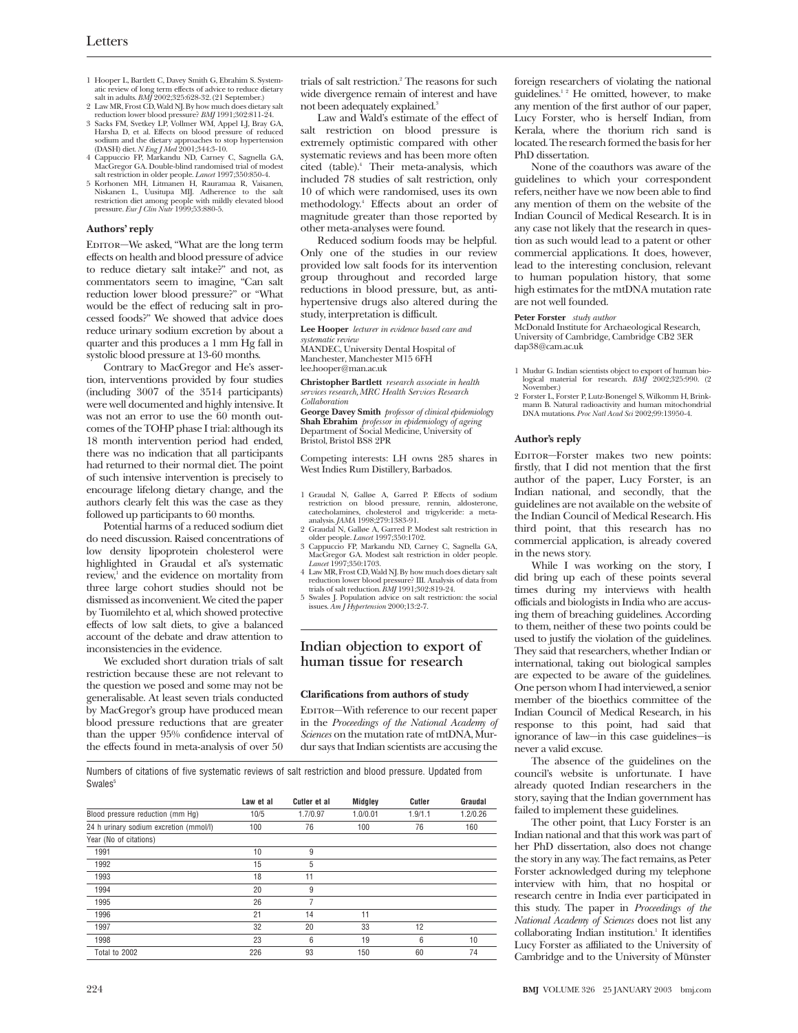1 Hooper L, Bartlett C, Davey Smith G, Ebrahim S. Systematic review of long term effects of advice to reduce dietary salt in adults. *BMJ* 2002;325:628-32. (21 September.)
2 Law MR, Frost CD, Wald NJ. By how much does dietary salt reduction lower blood pressure? *BMJ* 1991;302:811-24.
3 Sacks FM, Svetkey LP, Vollmer WM, Appel LJ, Bray GA, Harsha D, et al. Effects on blood pressure of reduced sodium and the dietary approaches to stop hypertension (DASH) diet. *N Eng J Med* 2001;344:3-10.
4 Cappuccio FP, Markandu ND, Carney C, Sagnella GA, MacGregor GA. Double-blind randomised trial of modest salt restriction in older people. *Lancet* 1997;350:850-4.
5 Korhonen MH, Litmanen H, Rauramaa R, Vaisanen, Niskanen L, Uusitupa MIJ. Adherence to the salt restriction diet among people with mildly elevated blood pressure. *Eur J Clin Nutr* 1999;53:880-5.

**Authors' reply**

EDITOR—We asked, "What are the long term effects on health and blood pressure of advice to reduce dietary salt intake?" and not, as commentators seem to imagine, "Can salt reduction lower blood pressure?" or "What would be the effect of reducing salt in processed foods?" We showed that advice does reduce urinary sodium excretion by about a quarter and this produces a 1 mm Hg fall in systolic blood pressure at 13-60 months.

Contrary to MacGregor and He's assertion, interventions provided by four studies (including 3007 of the 3514 participants) were well documented and highly intensive. It was not an error to use the 60 month outcomes of the TOHP phase I trial: although its 18 month intervention period had ended, there was no indication that all participants had returned to their normal diet. The point of such intensive intervention is precisely to encourage lifelong dietary change, and the authors clearly felt this was the case as they followed up participants to 60 months.

Potential harms of a reduced sodium diet do need discussion. Raised concentrations of low density lipoprotein cholesterol were highlighted in Graudal et al's systematic review,[1] and the evidence on mortality from three large cohort studies should not be dismissed as inconvenient. We cited the paper by Tuomilehto et al, which showed protective effects of low salt diets, to give a balanced account of the debate and draw attention to inconsistencies in the evidence.

We excluded short duration trials of salt restriction because these are not relevant to the question we posed and some may not be generalisable. At least seven trials conducted by MacGregor's group have produced mean blood pressure reductions that are greater than the upper 95% confidence interval of the effects found in meta-analysis of over 50 trials of salt restriction.[2] The reasons for such wide divergence remain of interest and have not been adequately explained.[3]

Law and Wald's estimate of the effect of salt restriction on blood pressure is extremely optimistic compared with other systematic reviews and has been more often cited (table).[4] Their meta-analysis, which included 78 studies of salt restriction, only 10 of which were randomised, uses its own methodology.[4] Effects about an order of magnitude greater than those reported by other meta-analyses were found.

Reduced sodium foods may be helpful. Only one of the studies in our review provided low salt foods for its intervention group throughout and recorded large reductions in blood pressure, but, as antihypertensive drugs also altered during the study, interpretation is difficult.

**Lee Hooper** *lecturer in evidence based care and systematic review*
MANDEC, University Dental Hospital of Manchester, Manchester M15 6FH
lee.hooper@man.ac.uk

**Christopher Bartlett** *research associate in health services research, MRC Health Services Research Collaboration*
**George Davey Smith** *professor of clinical epidemiology*
**Shah Ebrahim** *professor in epidemiology of ageing*
Department of Social Medicine, University of Bristol, Bristol BS8 2PR

Competing interests: LH owns 285 shares in West Indies Rum Distillery, Barbados.

1 Graudal N, Galløe A, Garred P. Effects of sodium restriction on blood pressure, rennin, aldosterone, catecholamines, cholesterol and trigylceride: a meta-analysis. *JAMA* 1998;279:1383-91.
2 Graudal N, Galløe A, Garred P. Modest salt restriction in older people. *Lancet* 1997;350:1702.
3 Cappuccio FP, Markandu ND, Carney C, Sagnella GA, MacGregor GA. Modest salt restriction in older people. *Lancet* 1997;350:1703.
4 Law MR, Frost CD, Wald NJ. By how much does dietary salt reduction lower blood pressure? III. Analysis of data from trials of salt reduction. *BMJ* 1991;302:819-24.
5 Swales J. Population advice on salt restriction: the social issues. *Am J Hypertension* 2000;13:2-7.

Numbers of citations of five systematic reviews of salt restriction and blood pressure. Updated from Swales[5]

| | Law et al | Cutler et al | Midgley | Cutler | Graudal |
|---|---|---|---|---|---|
| Blood pressure reduction (mm Hg) | 10/5 | 1.7/0.97 | 1.0/0.01 | 1.9/1.1 | 1.2/0.26 |
| 24 h urinary sodium excretion (mmol/l) | 100 | 76 | 100 | 76 | 160 |
| Year (No of citations) | | | | | |
| 1991 | 10 | 9 | | | |
| 1992 | 15 | 5 | | | |
| 1993 | 18 | 11 | | | |
| 1994 | 20 | 9 | | | |
| 1995 | 26 | 7 | | | |
| 1996 | 21 | 14 | 11 | | |
| 1997 | 32 | 20 | 33 | 12 | |
| 1998 | 23 | 6 | 19 | 6 | 10 |
| Total to 2002 | 226 | 93 | 150 | 60 | 74 |

## Indian objection to export of human tissue for research

**Clarifications from authors of study**

EDITOR—With reference to our recent paper in the *Proceedings of the National Academy of Sciences* on the mutation rate of mtDNA, Murdur says that Indian scientists are accusing the foreign researchers of violating the national guidelines.[1,2] He omitted, however, to make any mention of the first author of our paper, Lucy Forster, who is herself Indian, from Kerala, where the thorium rich sand is located. The research formed the basis for her PhD dissertation.

None of the coauthors was aware of the guidelines to which your correspondent refers, neither have we now been able to find any mention of them on the website of the Indian Council of Medical Research. It is in any case not likely that the research in question as such would lead to a patent or other commercial applications. It does, however, lead to the interesting conclusion, relevant to human population history, that some high estimates for the mtDNA mutation rate are not well founded.

**Peter Forster** *study author*
McDonald Institute for Archaeological Research, University of Cambridge, Cambridge CB2 3ER
dap38@cam.ac.uk

1 Mudur G. Indian scientists object to export of human biological material for research. *BMJ* 2002;325:990. (2 November.)
2 Forster L, Forster P, Lutz-Bonengel S, Wilkomm H, Brinkmann B. Natural radioactivity and human mitochondrial DNA mutations. *Proc Natl Acad Sci* 2002;99:13950-4.

**Author's reply**

EDITOR—Forster makes two new points: firstly, that I did not mention that the first author of the paper, Lucy Forster, is an Indian national, and secondly, that the guidelines are not available on the website of the Indian Council of Medical Research. His third point, that this research has no commercial application, is already covered in the news story.

While I was working on the story, I did bring up each of these points several times during my interviews with health officials and biologists in India who are accusing them of breaching guidelines. According to them, neither of these two points could be used to justify the violation of the guidelines. They said that researchers, whether Indian or international, taking out biological samples are expected to be aware of the guidelines. One person whom I had interviewed, a senior member of the bioethics committee of the Indian Council of Medical Research, in his response to this point, had said that ignorance of law—in this case guidelines—is never a valid excuse.

The absence of the guidelines on the council's website is unfortunate. I have already quoted Indian researchers in the story, saying that the Indian government has failed to implement these guidelines.

The other point, that Lucy Forster is an Indian national and that this work was part of her PhD dissertation, also does not change the story in any way. The fact remains, as Peter Forster acknowledged during my telephone interview with him, that no hospital or research centre in India ever participated in this study. The paper in *Proceedings of the National Academy of Sciences* does not list any collaborating Indian institution.[1] It identifies Lucy Forster as affiliated to the University of Cambridge and to the University of Münster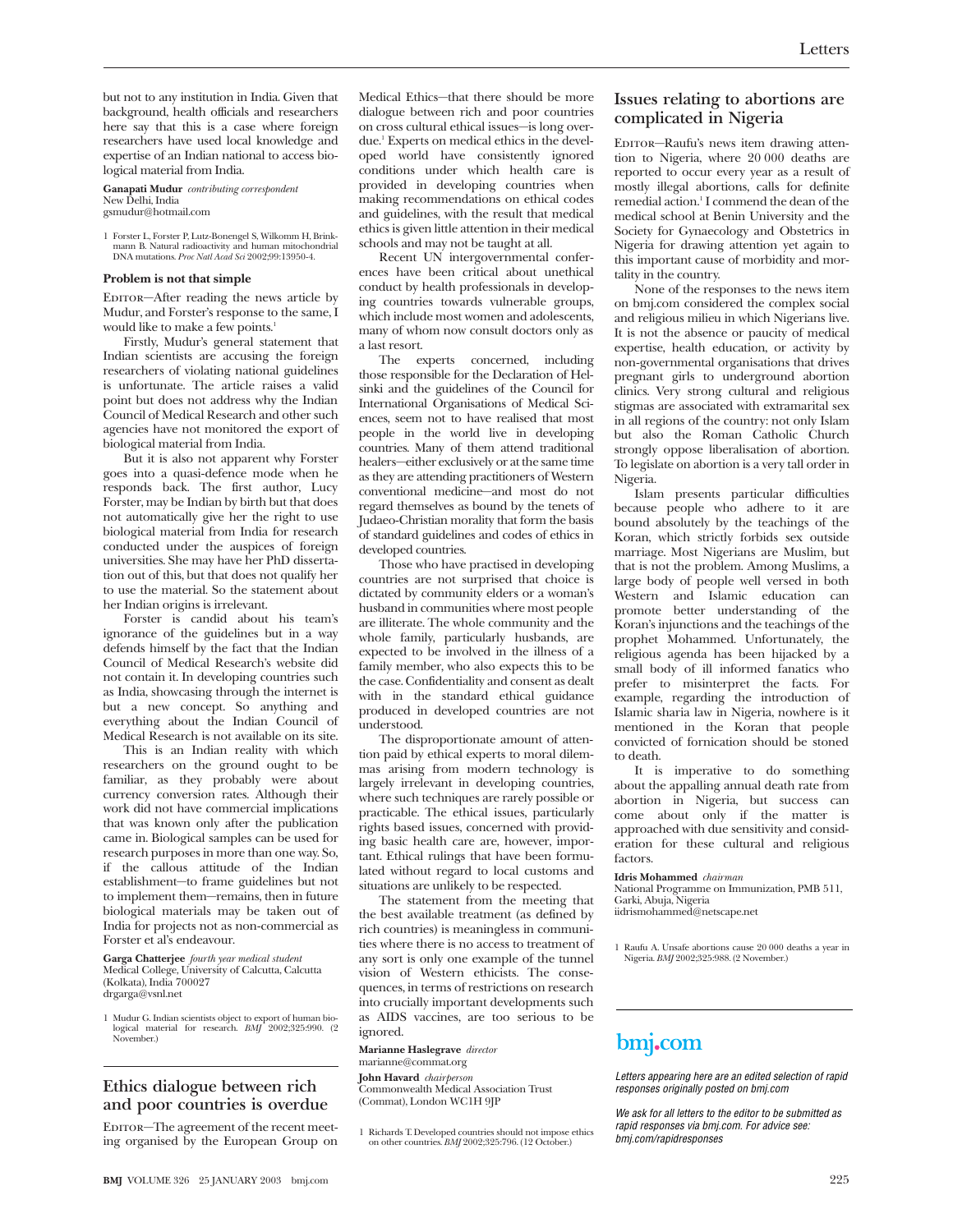but not to any institution in India. Given that background, health officials and researchers here say that this is a case where foreign researchers have used local knowledge and expertise of an Indian national to access biological material from India.

**Ganapati Mudur** *contributing correspondent*
New Delhi, India
gsmudur@hotmail.com

1 Forster L, Forster P, Lutz-Bonengel S, Wilkomm H, Brinkmann B. Natural radioactivity and human mitochondrial DNA mutations. *Proc Natl Acad Sci* 2002;99:13950-4.

### Problem is not that simple

Editor—After reading the news article by Mudur, and Forster's response to the same, I would like to make a few points.[1]

Firstly, Mudur's general statement that Indian scientists are accusing the foreign researchers of violating national guidelines is unfortunate. The article raises a valid point but does not address why the Indian Council of Medical Research and other such agencies have not monitored the export of biological material from India.

But it is also not apparent why Forster goes into a quasi-defence mode when he responds back. The first author, Lucy Forster, may be Indian by birth but that does not automatically give her the right to use biological material from India for research conducted under the auspices of foreign universities. She may have her PhD dissertation out of this, but that does not qualify her to use the material. So the statement about her Indian origins is irrelevant.

Forster is candid about his team's ignorance of the guidelines but in a way defends himself by the fact that the Indian Council of Medical Research's website did not contain it. In developing countries such as India, showcasing through the internet is but a new concept. So anything and everything about the Indian Council of Medical Research is not available on its site.

This is an Indian reality with which researchers on the ground ought to be familiar, as they probably were about currency conversion rates. Although their work did not have commercial implications that was known only after the publication came in. Biological samples can be used for research purposes in more than one way. So, if the callous attitude of the Indian establishment—to frame guidelines but not to implement them—remains, then in future biological materials may be taken out of India for projects not as non-commercial as Forster et al's endeavour.

**Garga Chatterjee** *fourth year medical student*
Medical College, University of Calcutta, Calcutta (Kolkata), India 700027
drgarga@vsnl.net

1 Mudur G. Indian scientists object to export of human biological material for research. *BMJ* 2002;325:990. (2 November.)

## Ethics dialogue between rich and poor countries is overdue

Editor—The agreement of the recent meeting organised by the European Group on Medical Ethics—that there should be more dialogue between rich and poor countries on cross cultural ethical issues—is long overdue.[1] Experts on medical ethics in the developed world have consistently ignored conditions under which health care is provided in developing countries when making recommendations on ethical codes and guidelines, with the result that medical ethics is given little attention in their medical schools and may not be taught at all.

Recent UN intergovernmental conferences have been critical about unethical conduct by health professionals in developing countries towards vulnerable groups, which include most women and adolescents, many of whom now consult doctors only as a last resort.

The experts concerned, including those responsible for the Declaration of Helsinki and the guidelines of the Council for International Organisations of Medical Sciences, seem not to have realised that most people in the world live in developing countries. Many of them attend traditional healers—either exclusively or at the same time as they are attending practitioners of Western conventional medicine—and most do not regard themselves as bound by the tenets of Judaeo-Christian morality that form the basis of standard guidelines and codes of ethics in developed countries.

Those who have practised in developing countries are not surprised that choice is dictated by community elders or a woman's husband in communities where most people are illiterate. The whole community and the whole family, particularly husbands, are expected to be involved in the illness of a family member, who also expects this to be the case. Confidentiality and consent as dealt with in the standard ethical guidance produced in developed countries are not understood.

The disproportionate amount of attention paid by ethical experts to moral dilemmas arising from modern technology is largely irrelevant in developing countries, where such techniques are rarely possible or practicable. The ethical issues, particularly rights based issues, concerned with providing basic health care are, however, important. Ethical rulings that have been formulated without regard to local customs and situations are unlikely to be respected.

The statement from the meeting that the best available treatment (as defined by rich countries) is meaningless in communities where there is no access to treatment of any sort is only one example of the tunnel vision of Western ethicists. The consequences, in terms of restrictions on research into crucially important developments such as AIDS vaccines, are too serious to be ignored.

**Marianne Haslegrave** *director*
marianne@commat.org

**John Havard** *chairperson*
Commonwealth Medical Association Trust (Commat), London WC1H 9JP

1 Richards T. Developed countries should not impose ethics on other countries. *BMJ* 2002;325:796. (12 October.)

## Issues relating to abortions are complicated in Nigeria

Editor—Raufu's news item drawing attention to Nigeria, where 20 000 deaths are reported to occur every year as a result of mostly illegal abortions, calls for definite remedial action.[1] I commend the dean of the medical school at Benin University and the Society for Gynaecology and Obstetrics in Nigeria for drawing attention yet again to this important cause of morbidity and mortality in the country.

None of the responses to the news item on bmj.com considered the complex social and religious milieu in which Nigerians live. It is not the absence or paucity of medical expertise, health education, or activity by non-governmental organisations that drives pregnant girls to underground abortion clinics. Very strong cultural and religious stigmas are associated with extramarital sex in all regions of the country: not only Islam but also the Roman Catholic Church strongly oppose liberalisation of abortion. To legislate on abortion is a very tall order in Nigeria.

Islam presents particular difficulties because people who adhere to it are bound absolutely by the teachings of the Koran, which strictly forbids sex outside marriage. Most Nigerians are Muslim, but that is not the problem. Among Muslims, a large body of people well versed in both Western and Islamic education can promote better understanding of the Koran's injunctions and the teachings of the prophet Mohammed. Unfortunately, the religious agenda has been hijacked by a small body of ill informed fanatics who prefer to misinterpret the facts. For example, regarding the introduction of Islamic sharia law in Nigeria, nowhere is it mentioned in the Koran that people convicted of fornication should be stoned to death.

It is imperative to do something about the appalling annual death rate from abortion in Nigeria, but success can come about only if the matter is approached with due sensitivity and consideration for these cultural and religious factors.

**Idris Mohammed** *chairman*
National Programme on Immunization, PMB 511, Garki, Abuja, Nigeria
iidrismohammed@netscape.net

1 Raufu A. Unsafe abortions cause 20 000 deaths a year in Nigeria. *BMJ* 2002;325:988. (2 November.)

**bmj.com**

*Letters appearing here are an edited selection of rapid responses originally posted on bmj.com*

*We ask for all letters to the editor to be submitted as rapid responses via bmj.com. For advice see: bmj.com/rapidresponses*